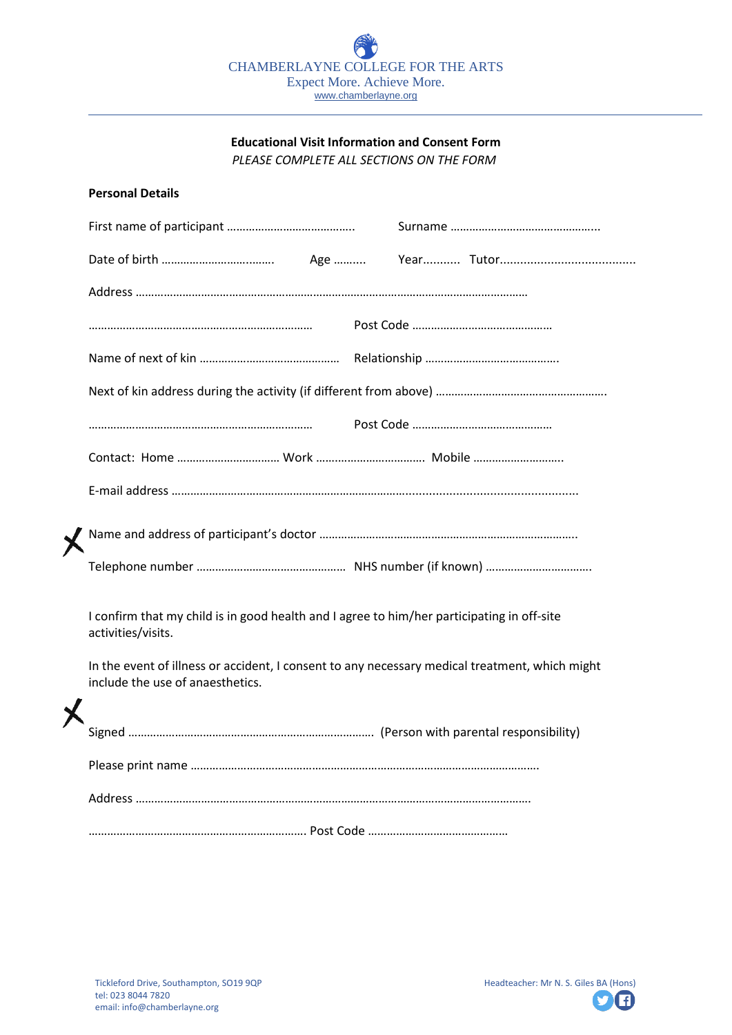CHAMBERLAYNE COLLEGE FOR THE ARTS
Expect More. Achieve More.
www.chamberlayne.org

## Educational Visit Information and Consent Form

*PLEASE COMPLETE ALL SECTIONS ON THE FORM*

### Personal Details

First name of participant …………………………………. Surname ………………………………………..

Date of birth ……………………….……. Age ………. Year……….. Tutor……………………………………

Address ……………………………………………………………………………………………………………

……………………………………………………………… Post Code ………………………………………

Name of next of kin ……………………………………… Relationship …………………………………….

Next of kin address during the activity (if different from above) ……………………………………………….

……………………………………………………………… Post Code ………………………………………

Contact: Home …………………………… Work ……………………………. Mobile ……………………….

E-mail address …………………………………………………………………………………………………..

X Name and address of participant's doctor ……………………………………………………………………….

Telephone number ………………………………………… NHS number (if known) …………………………….

I confirm that my child is in good health and I agree to him/her participating in off-site activities/visits.

In the event of illness or accident, I consent to any necessary medical treatment, which might include the use of anaesthetics.

X Signed …………………………………………………………………. (Person with parental responsibility)

Please print name ………………………………………………………………………………………………

Address ……………………………………………………………………………………………………………

…………………………………………………………… Post Code ………………………………………

Tickleford Drive, Southampton, SO19 9QP
tel: 023 8044 7820
email: info@chamberlayne.org

Headteacher: Mr N. S. Giles BA (Hons)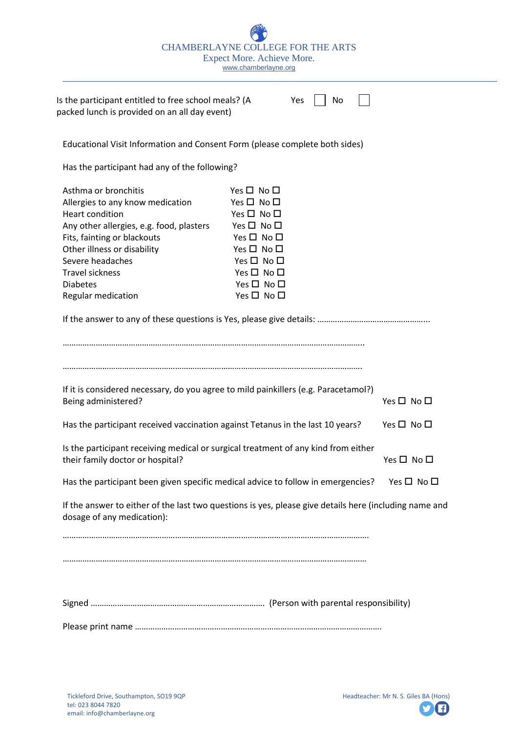CHAMBERLAYNE COLLEGE FOR THE ARTS
Expect More. Achieve More.
www.chamberlayne.org

Is the participant entitled to free school meals? (A packed lunch is provided on an all day event) Yes ☐ No ☐

Educational Visit Information and Consent Form (please complete both sides)

Has the participant had any of the following?

| | |
|---|---|
| Asthma or bronchitis | Yes ☐ No ☐ |
| Allergies to any know medication | Yes ☐ No ☐ |
| Heart condition | Yes ☐ No ☐ |
| Any other allergies, e.g. food, plasters | Yes ☐ No ☐ |
| Fits, fainting or blackouts | Yes ☐ No ☐ |
| Other illness or disability | Yes ☐ No ☐ |
| Severe headaches | Yes ☐ No ☐ |
| Travel sickness | Yes ☐ No ☐ |
| Diabetes | Yes ☐ No ☐ |
| Regular medication | Yes ☐ No ☐ |

If the answer to any of these questions is Yes, please give details: ……………………………………………..

…………………………………………………………………………………………………………………..

…………………………………………………………………………………………………………………..

If it is considered necessary, do you agree to mild painkillers (e.g. Paracetamol?) Being administered? Yes ☐ No ☐

Has the participant received vaccination against Tetanus in the last 10 years? Yes ☐ No ☐

Is the participant receiving medical or surgical treatment of any kind from either their family doctor or hospital? Yes ☐ No ☐

Has the participant been given specific medical advice to follow in emergencies? Yes ☐ No ☐

If the answer to either of the last two questions is yes, please give details here (including name and dosage of any medication):

…………………………………………………………………………………………………………………..

…………………………………………………………………………………………………………………

Signed …………………………………………………………………… (Person with parental responsibility)

Please print name ………………………………………………………………………………………………

Tickleford Drive, Southampton, SO19 9QP
tel: 023 8044 7820
email: info@chamberlayne.org

Headteacher: Mr N. S. Giles BA (Hons)